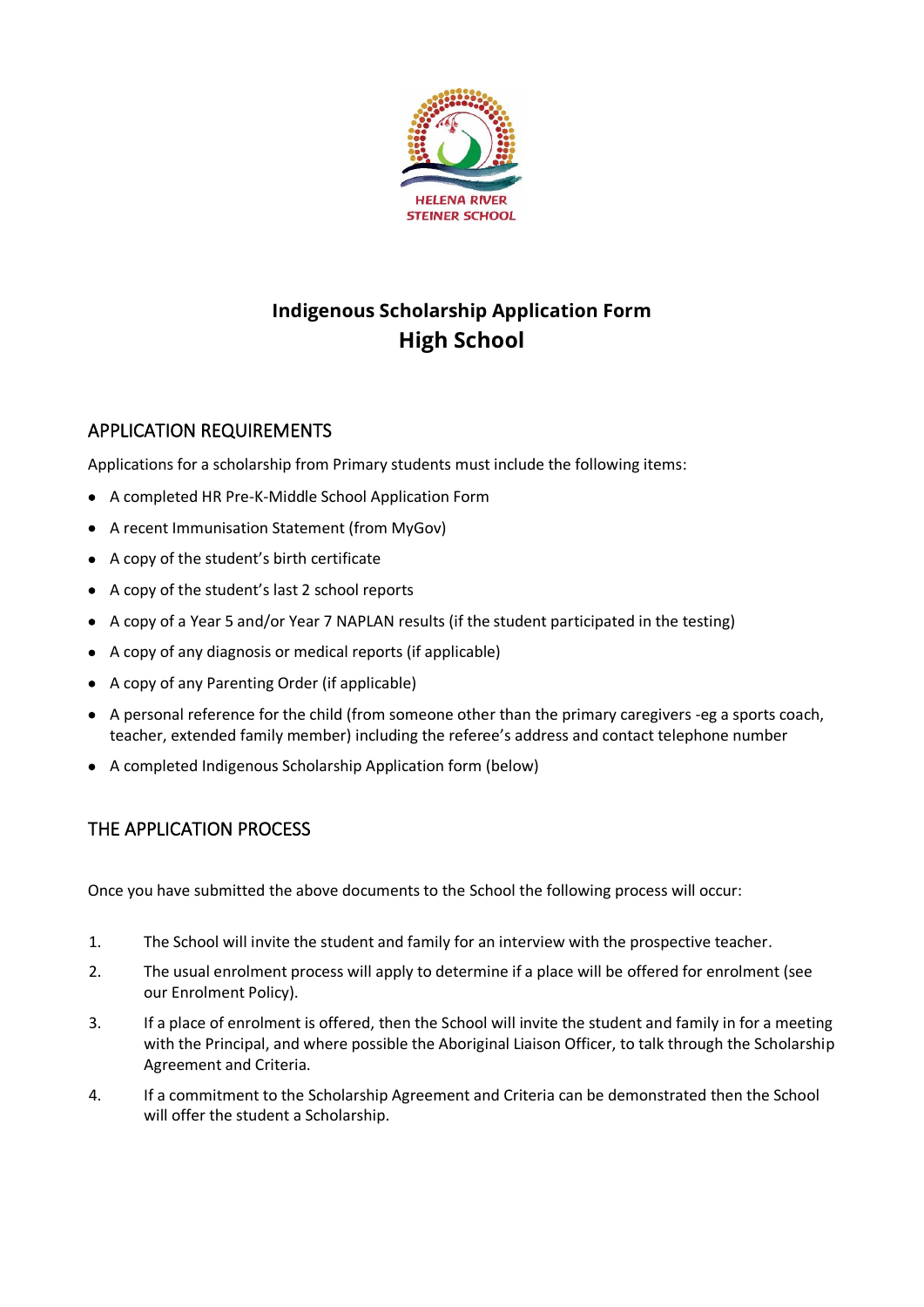HELENA RIVER STEINER SCHOOL

# Indigenous Scholarship Application Form
# High School

## APPLICATION REQUIREMENTS

Applications for a scholarship from Primary students must include the following items:

- A completed HR Pre-K-Middle School Application Form
- A recent Immunisation Statement (from MyGov)
- A copy of the student's birth certificate
- A copy of the student's last 2 school reports
- A copy of a Year 5 and/or Year 7 NAPLAN results (if the student participated in the testing)
- A copy of any diagnosis or medical reports (if applicable)
- A copy of any Parenting Order (if applicable)
- A personal reference for the child (from someone other than the primary caregivers -eg a sports coach, teacher, extended family member) including the referee's address and contact telephone number
- A completed Indigenous Scholarship Application form (below)

## THE APPLICATION PROCESS

Once you have submitted the above documents to the School the following process will occur:

1. The School will invite the student and family for an interview with the prospective teacher.
2. The usual enrolment process will apply to determine if a place will be offered for enrolment (see our Enrolment Policy).
3. If a place of enrolment is offered, then the School will invite the student and family in for a meeting with the Principal, and where possible the Aboriginal Liaison Officer, to talk through the Scholarship Agreement and Criteria.
4. If a commitment to the Scholarship Agreement and Criteria can be demonstrated then the School will offer the student a Scholarship.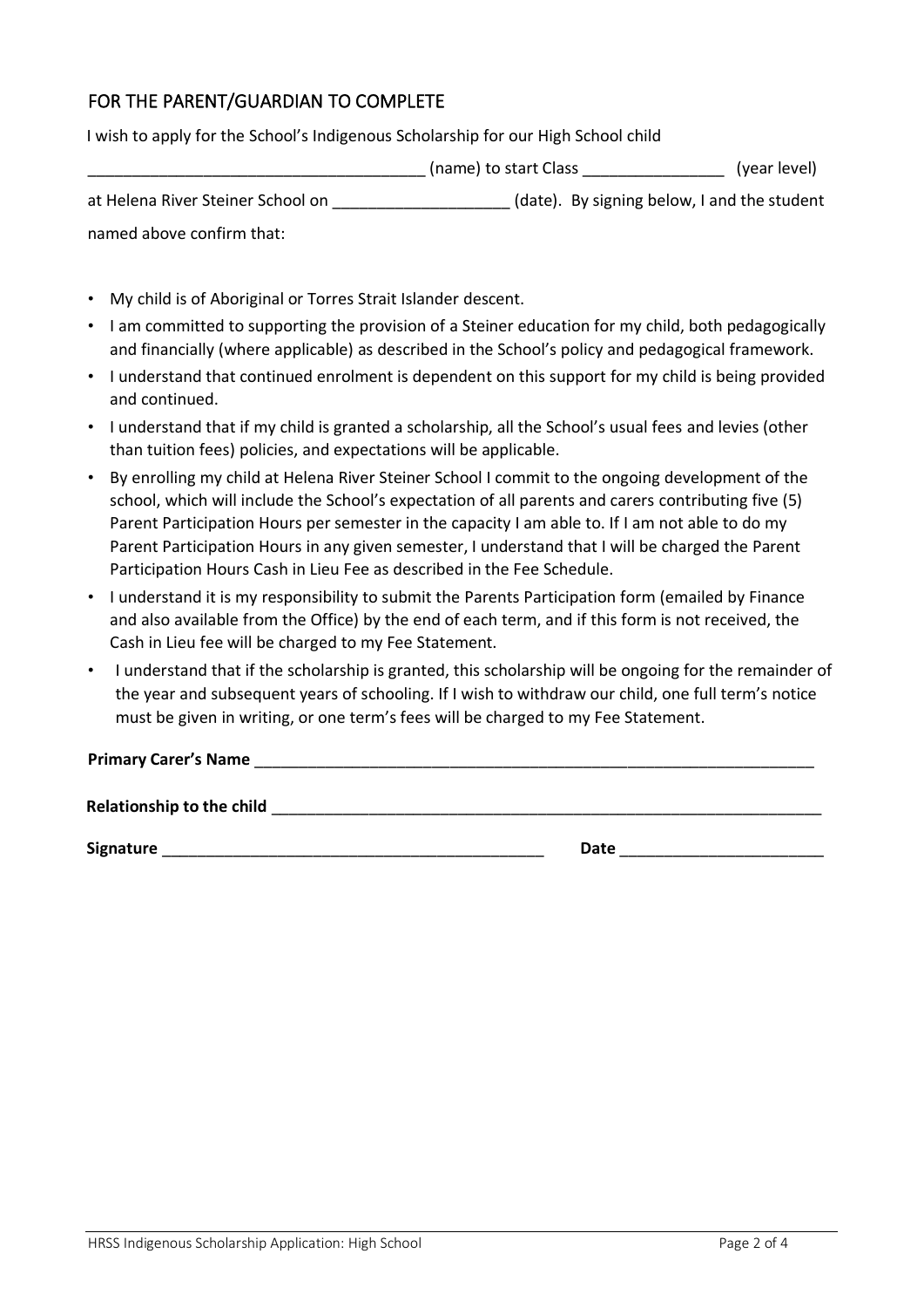## FOR THE PARENT/GUARDIAN TO COMPLETE

I wish to apply for the School's Indigenous Scholarship for our High School child

_____________________________________ (name) to start Class ________________ (year level)

at Helena River Steiner School on ____________________ (date). By signing below, I and the student named above confirm that:

- My child is of Aboriginal or Torres Strait Islander descent.
- I am committed to supporting the provision of a Steiner education for my child, both pedagogically and financially (where applicable) as described in the School's policy and pedagogical framework.
- I understand that continued enrolment is dependent on this support for my child is being provided and continued.
- I understand that if my child is granted a scholarship, all the School's usual fees and levies (other than tuition fees) policies, and expectations will be applicable.
- By enrolling my child at Helena River Steiner School I commit to the ongoing development of the school, which will include the School's expectation of all parents and carers contributing five (5) Parent Participation Hours per semester in the capacity I am able to. If I am not able to do my Parent Participation Hours in any given semester, I understand that I will be charged the Parent Participation Hours Cash in Lieu Fee as described in the Fee Schedule.
- I understand it is my responsibility to submit the Parents Participation form (emailed by Finance and also available from the Office) by the end of each term, and if this form is not received, the Cash in Lieu fee will be charged to my Fee Statement.
- I understand that if the scholarship is granted, this scholarship will be ongoing for the remainder of the year and subsequent years of schooling. If I wish to withdraw our child, one full term's notice must be given in writing, or one term's fees will be charged to my Fee Statement.

**Primary Carer's Name** _________________________________________________________________

**Relationship to the child** _______________________________________________________________

**Signature** ____________________________________________ **Date** _______________________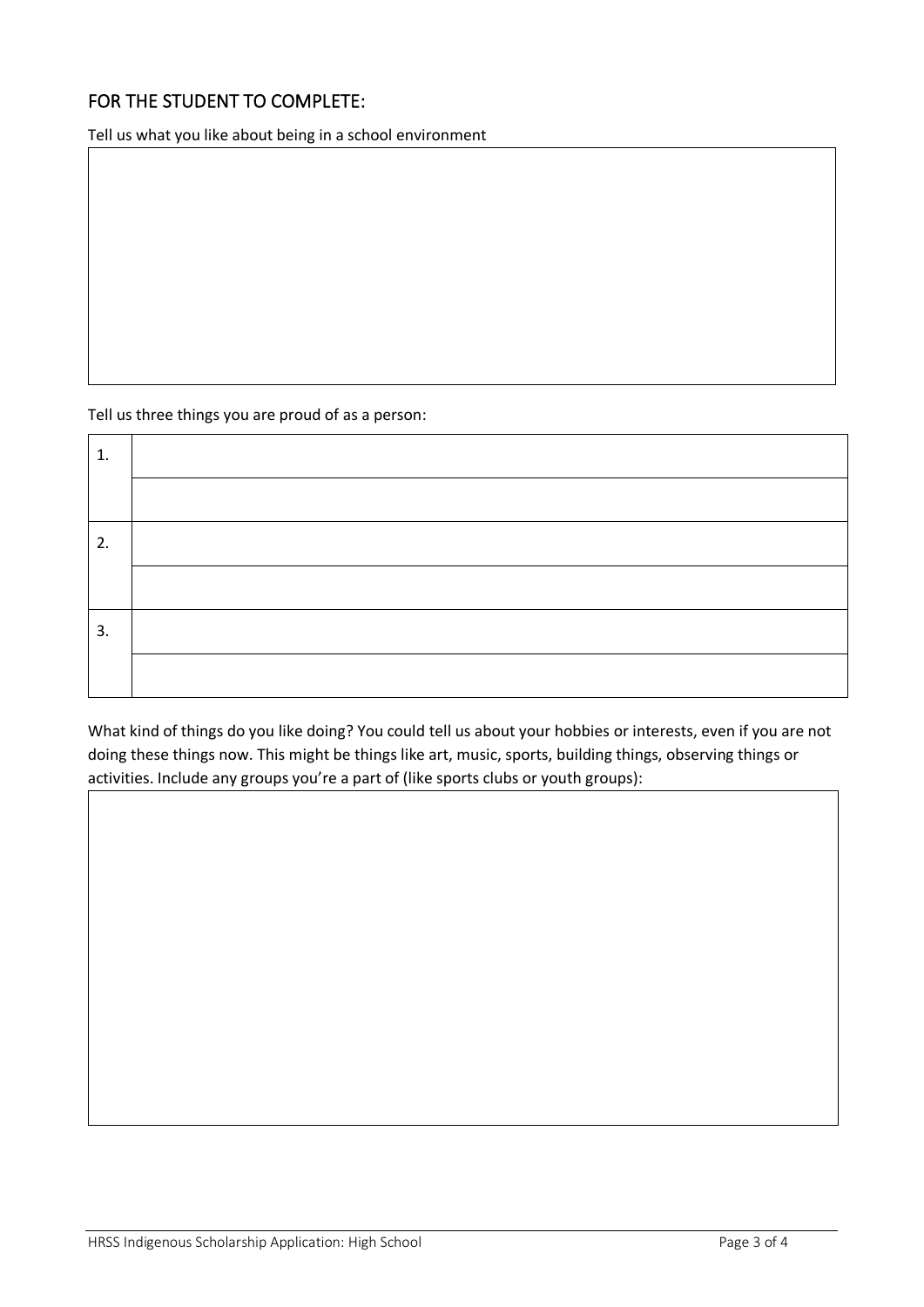## FOR THE STUDENT TO COMPLETE:

Tell us what you like about being in a school environment

| |
|---|
| |

Tell us three things you are proud of as a person:

| | |
|---|---|
| 1. | |
| | |
| 2. | |
| | |
| 3. | |
| | |

What kind of things do you like doing? You could tell us about your hobbies or interests, even if you are not doing these things now. This might be things like art, music, sports, building things, observing things or activities. Include any groups you're a part of (like sports clubs or youth groups):

| |
|---|
| |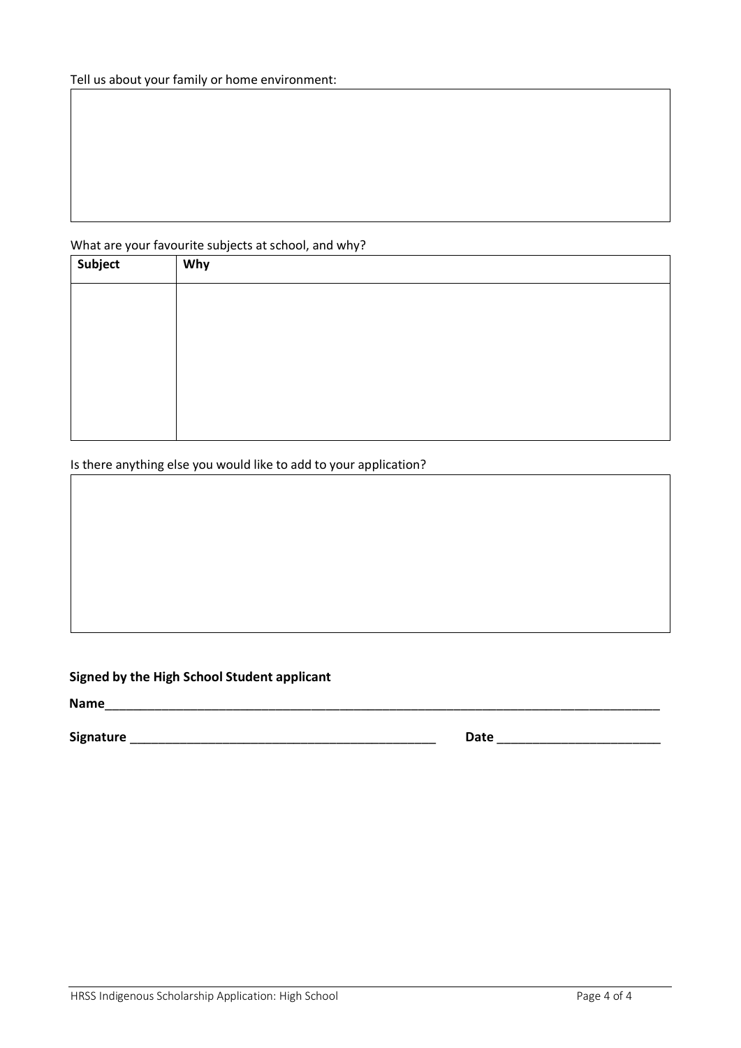Tell us about your family or home environment:

What are your favourite subjects at school, and why?

| Subject | Why |
| --- | --- |
| | |

Is there anything else you would like to add to your application?

**Signed by the High School Student applicant**

**Name**\_\_\_\_\_\_\_\_\_\_\_\_\_\_\_\_\_\_\_\_\_\_\_\_\_\_\_\_\_\_\_\_\_\_\_\_\_\_\_\_\_\_\_\_\_\_\_\_\_\_\_\_\_\_\_\_\_\_\_\_

**Signature** \_\_\_\_\_\_\_\_\_\_\_\_\_\_\_\_\_\_\_\_\_\_\_\_\_\_\_\_\_\_\_\_\_\_\_\_ **Date** \_\_\_\_\_\_\_\_\_\_\_\_\_\_\_\_\_\_\_\_